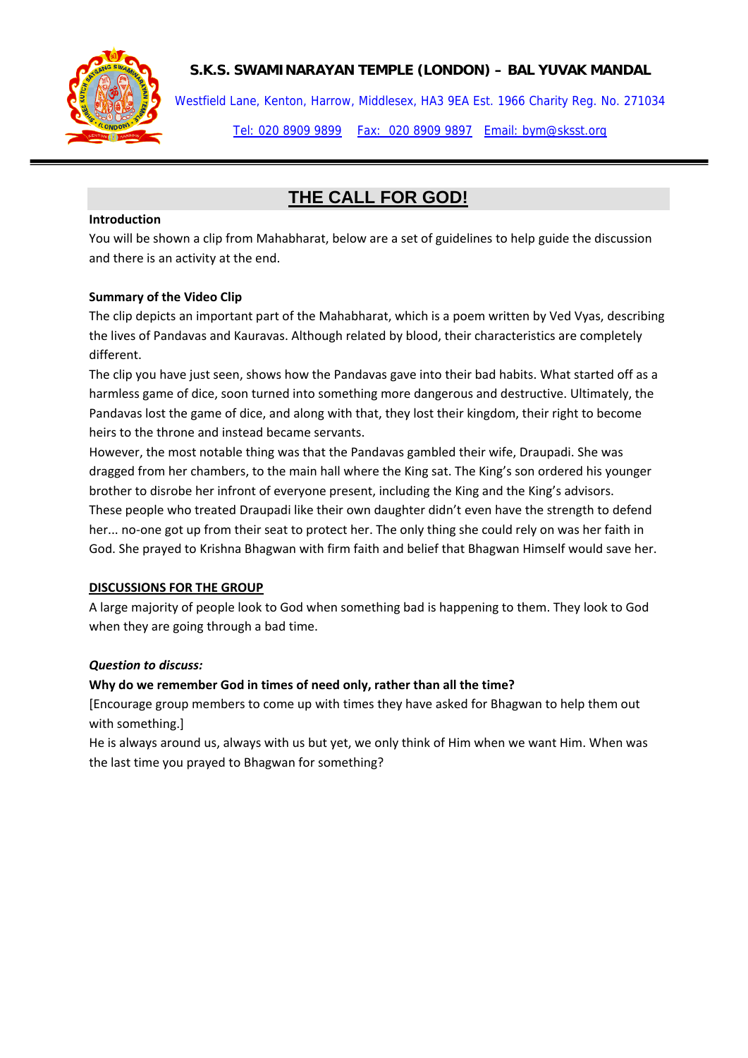**S.K.S. SWAMINARAYAN TEMPLE (LONDON) – BAL YUVAK MANDAL**

Westfield Lane, Kenton, Harrow, Middlesex, HA3 9EA Est. 1966 Charity Reg. No. 271034

Tel: 020 8909 9899 Fax: 020 8909 9897 Email: bym@sksst.org

# THE CALL FOR GOD!

**Introduction**

You will be shown a clip from Mahabharat, below are a set of guidelines to help guide the discussion and there is an activity at the end.

**Summary of the Video Clip**

The clip depicts an important part of the Mahabharat, which is a poem written by Ved Vyas, describing the lives of Pandavas and Kauravas. Although related by blood, their characteristics are completely different.

The clip you have just seen, shows how the Pandavas gave into their bad habits. What started off as a harmless game of dice, soon turned into something more dangerous and destructive. Ultimately, the Pandavas lost the game of dice, and along with that, they lost their kingdom, their right to become heirs to the throne and instead became servants.

However, the most notable thing was that the Pandavas gambled their wife, Draupadi. She was dragged from her chambers, to the main hall where the King sat. The King's son ordered his younger brother to disrobe her infront of everyone present, including the King and the King's advisors. These people who treated Draupadi like their own daughter didn't even have the strength to defend her... no-one got up from their seat to protect her. The only thing she could rely on was her faith in God. She prayed to Krishna Bhagwan with firm faith and belief that Bhagwan Himself would save her.

**DISCUSSIONS FOR THE GROUP**

A large majority of people look to God when something bad is happening to them. They look to God when they are going through a bad time.

***Question to discuss:***

**Why do we remember God in times of need only, rather than all the time?**

[Encourage group members to come up with times they have asked for Bhagwan to help them out with something.]

He is always around us, always with us but yet, we only think of Him when we want Him. When was the last time you prayed to Bhagwan for something?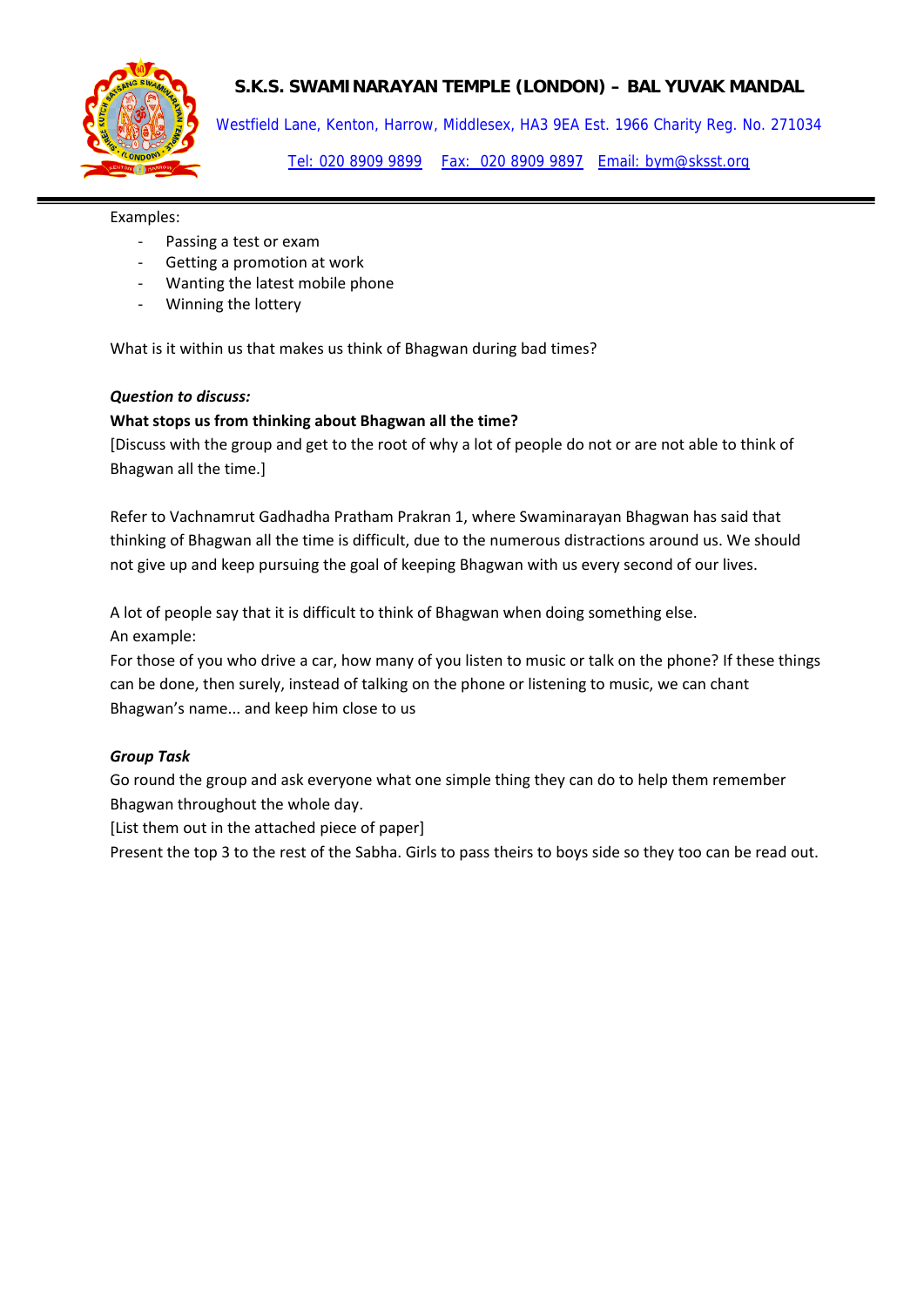Examples:

- Passing a test or exam
- Getting a promotion at work
- Wanting the latest mobile phone
- Winning the lottery

What is it within us that makes us think of Bhagwan during bad times?

***Question to discuss:***

**What stops us from thinking about Bhagwan all the time?**

[Discuss with the group and get to the root of why a lot of people do not or are not able to think of Bhagwan all the time.]

Refer to Vachnamrut Gadhadha Pratham Prakran 1, where Swaminarayan Bhagwan has said that thinking of Bhagwan all the time is difficult, due to the numerous distractions around us. We should not give up and keep pursuing the goal of keeping Bhagwan with us every second of our lives.

A lot of people say that it is difficult to think of Bhagwan when doing something else.
An example:
For those of you who drive a car, how many of you listen to music or talk on the phone? If these things can be done, then surely, instead of talking on the phone or listening to music, we can chant Bhagwan's name... and keep him close to us

***Group Task***

Go round the group and ask everyone what one simple thing they can do to help them remember Bhagwan throughout the whole day.
[List them out in the attached piece of paper]
Present the top 3 to the rest of the Sabha. Girls to pass theirs to boys side so they too can be read out.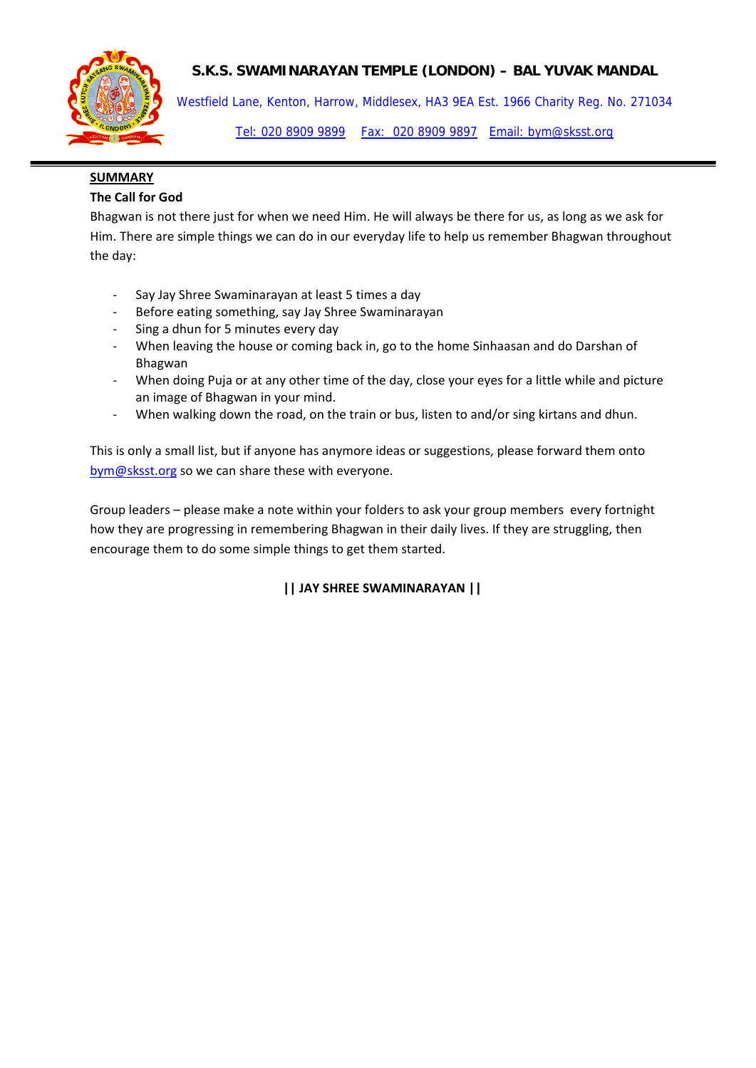# S.K.S. SWAMINARAYAN TEMPLE (LONDON) – BAL YUVAK MANDAL

Westfield Lane, Kenton, Harrow, Middlesex, HA3 9EA Est. 1966 Charity Reg. No. 271034

Tel: 020 8909 9899 Fax: 020 8909 9897 Email: bym@sksst.org

---

**SUMMARY**

**The Call for God**

Bhagwan is not there just for when we need Him. He will always be there for us, as long as we ask for Him. There are simple things we can do in our everyday life to help us remember Bhagwan throughout the day:

- Say Jay Shree Swaminarayan at least 5 times a day
- Before eating something, say Jay Shree Swaminarayan
- Sing a dhun for 5 minutes every day
- When leaving the house or coming back in, go to the home Sinhaasan and do Darshan of Bhagwan
- When doing Puja or at any other time of the day, close your eyes for a little while and picture an image of Bhagwan in your mind.
- When walking down the road, on the train or bus, listen to and/or sing kirtans and dhun.

This is only a small list, but if anyone has anymore ideas or suggestions, please forward them onto bym@sksst.org so we can share these with everyone.

Group leaders – please make a note within your folders to ask your group members every fortnight how they are progressing in remembering Bhagwan in their daily lives. If they are struggling, then encourage them to do some simple things to get them started.

**|| JAY SHREE SWAMINARAYAN ||**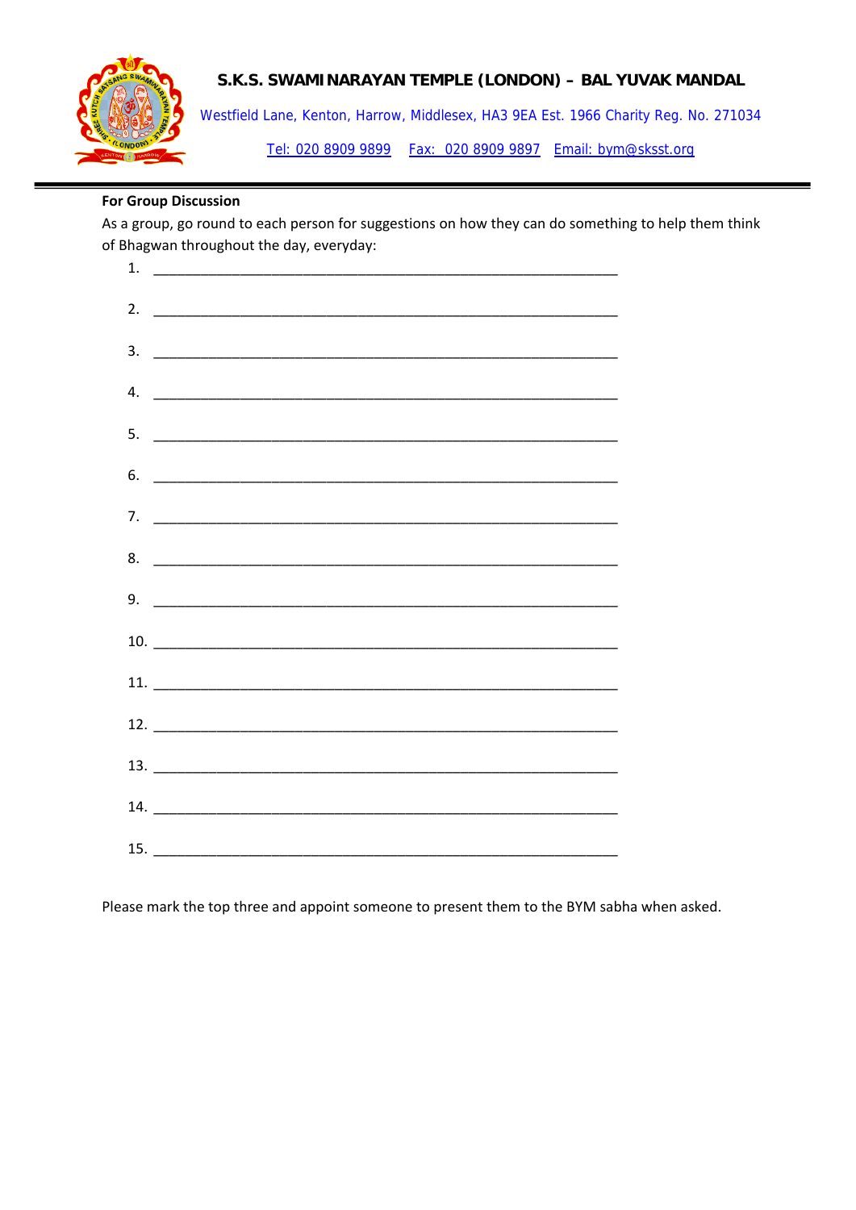**S.K.S. SWAMI NARAYAN TEMPLE (LONDON) – BAL YUVAK MANDAL**

Westfield Lane, Kenton, Harrow, Middlesex, HA3 9EA Est. 1966 Charity Reg. No. 271034

Tel: 020 8909 9899 Fax: 020 8909 9897 Email: bym@sksst.org

**For Group Discussion**

As a group, go round to each person for suggestions on how they can do something to help them think of Bhagwan throughout the day, everyday:

1. ____________________________________________________________
2. ____________________________________________________________
3. ____________________________________________________________
4. ____________________________________________________________
5. ____________________________________________________________
6. ____________________________________________________________
7. ____________________________________________________________
8. ____________________________________________________________
9. ____________________________________________________________
10. ____________________________________________________________
11. ____________________________________________________________
12. ____________________________________________________________
13. ____________________________________________________________
14. ____________________________________________________________
15. ____________________________________________________________

Please mark the top three and appoint someone to present them to the BYM sabha when asked.